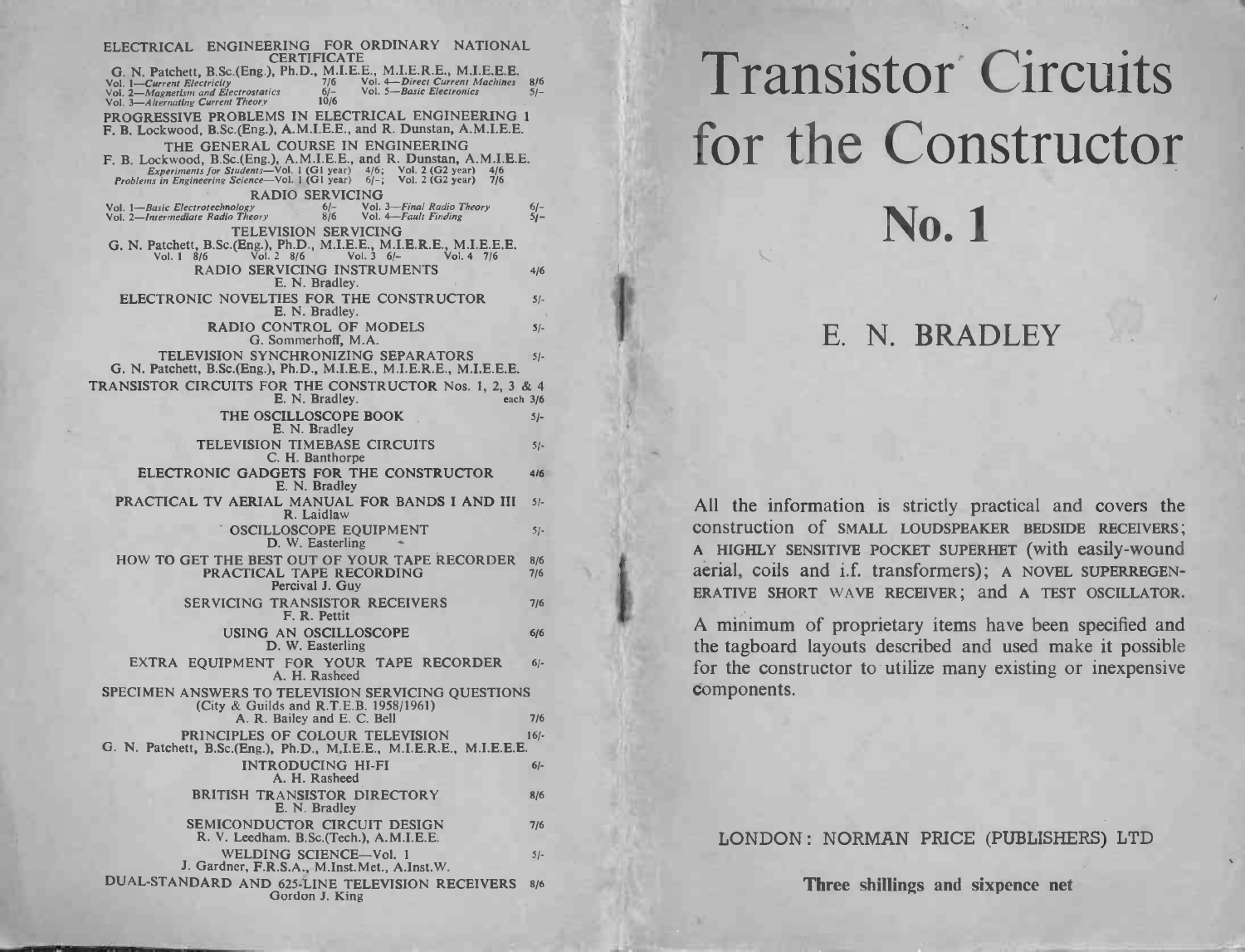ELECTRICAL ENGINEERING FOR ORDINARY NATIONAL CERTIFICATE
G. N. Patchett, B.Sc.(Eng.), Ph.D., M.I.E.E., M.I.E.R.E., M.I.E.E.E.
*Vol. 1—Current Electricity* 7/6 *Vol. 4—Direct Current Machines* 8/6
*Vol. 2—Magnetism and Electrostatics* 6/- *Vol. 5—Basic Electronics* 5/-
*Vol. 3—Alternating Current Theory* 10/6

PROGRESSIVE PROBLEMS IN ELECTRICAL ENGINEERING 1
F. B. Lockwood, B.Sc.(Eng.), A.M.I.E.E., and R. Dunstan, A.M.I.E.E.

THE GENERAL COURSE IN ENGINEERING
F. B. Lockwood, B.Sc.(Eng.), A.M.I.E.E., and R. Dunstan, A.M.I.E.E.
*Experiments for Students*—Vol. 1 (G1 year) 4/6; Vol. 2 (G2 year) 4/6
*Problems in Engineering Science*—Vol. 1 (G1 year) 6/-; Vol. 2 (G2 year) 7/6

RADIO SERVICING
*Vol. 1—Basic Electrotechnology* 6/- *Vol. 3—Final Radio Theory* 6/-
*Vol. 2—Intermediate Radio Theory* 8/6 *Vol. 4—Fault Finding* 5/-

TELEVISION SERVICING
G. N. Patchett, B.Sc.(Eng.), Ph.D., M.I.E.E., M.I.E.R.E., M.I.E.E.E.
Vol. 1 8/6 Vol. 2 8/6 Vol. 3 6/- Vol. 4 7/6

RADIO SERVICING INSTRUMENTS 4/6
E. N. Bradley.

ELECTRONIC NOVELTIES FOR THE CONSTRUCTOR 5/-
E. N. Bradley.

RADIO CONTROL OF MODELS 5/-
G. Sommerhoff, M.A.

TELEVISION SYNCHRONIZING SEPARATORS 5/-
G. N. Patchett, B.Sc.(Eng.), Ph.D., M.I.E.E., M.I.E.R.E., M.I.E.E.E.

TRANSISTOR CIRCUITS FOR THE CONSTRUCTOR Nos. 1, 2, 3 & 4
E. N. Bradley. each 3/6

THE OSCILLOSCOPE BOOK 5/-
E. N. Bradley

TELEVISION TIMEBASE CIRCUITS 5/-
C. H. Banthorpe

ELECTRONIC GADGETS FOR THE CONSTRUCTOR 4/6
E. N. Bradley

PRACTICAL TV AERIAL MANUAL FOR BANDS I AND III 5/-
R. Laidlaw

OSCILLOSCOPE EQUIPMENT 5/-
D. W. Easterling

HOW TO GET THE BEST OUT OF YOUR TAPE RECORDER 8/6
PRACTICAL TAPE RECORDING 7/6
Percival J. Guy

SERVICING TRANSISTOR RECEIVERS 7/6
F. R. Pettit

USING AN OSCILLOSCOPE 6/6
D. W. Easterling

EXTRA EQUIPMENT FOR YOUR TAPE RECORDER 6/-
A. H. Rasheed

SPECIMEN ANSWERS TO TELEVISION SERVICING QUESTIONS
(City & Guilds and R.T.E.B. 1958/1961)
A. R. Bailey and E. C. Bell 7/6

PRINCIPLES OF COLOUR TELEVISION 16/-
G. N. Patchett, B.Sc.(Eng.), Ph.D., M.I.E.E., M.I.E.R.E., M.I.E.E.E.

INTRODUCING HI-FI 6/-
A. H. Rasheed

BRITISH TRANSISTOR DIRECTORY 8/6
E. N. Bradley

SEMICONDUCTOR CIRCUIT DESIGN 7/6
R. V. Leedham. B.Sc.(Tech.), A.M.I.E.E.

WELDING SCIENCE—Vol. 1 5/-
J. Gardner, F.R.S.A., M.Inst.Met., A.Inst.W.

DUAL-STANDARD AND 625-LINE TELEVISION RECEIVERS 8/6
Gordon J. King

# Transistor Circuits for the Constructor

# No. 1

## E. N. BRADLEY

All the information is strictly practical and covers the construction of SMALL LOUDSPEAKER BEDSIDE RECEIVERS; A HIGHLY SENSITIVE POCKET SUPERHET (with easily-wound aerial, coils and i.f. transformers); A NOVEL SUPERREGENERATIVE SHORT WAVE RECEIVER; and A TEST OSCILLATOR.

A minimum of proprietary items have been specified and the tagboard layouts described and used make it possible for the constructor to utilize many existing or inexpensive components.

LONDON: NORMAN PRICE (PUBLISHERS) LTD

**Three shillings and sixpence net**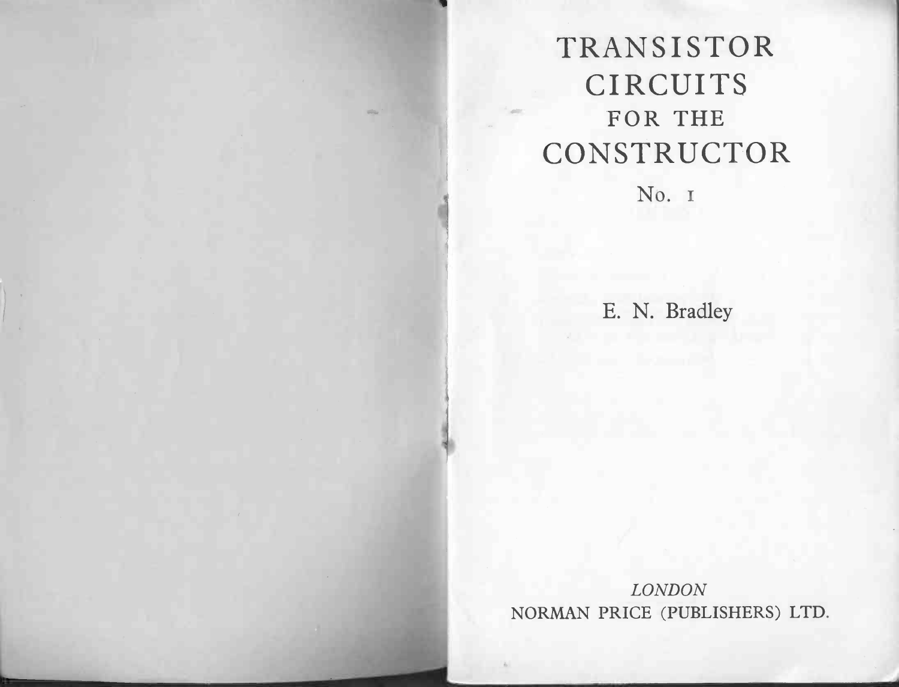# TRANSISTOR CIRCUITS FOR THE CONSTRUCTOR

## No. 1

E. N. Bradley

*LONDON*

NORMAN PRICE (PUBLISHERS) LTD.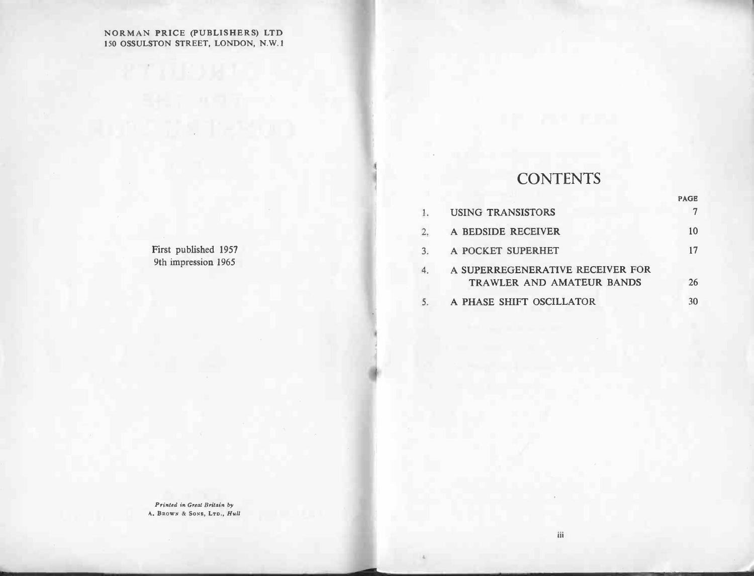NORMAN PRICE (PUBLISHERS) LTD
150 OSSULSTON STREET, LONDON, N.W.1

First published 1957
9th impression 1965

*Printed in Great Britain by*
A. BROWN & SONS, LTD., *Hull*

# CONTENTS

| | | PAGE |
|---|---|---|
| 1. | USING TRANSISTORS | 7 |
| 2. | A BEDSIDE RECEIVER | 10 |
| 3. | A POCKET SUPERHET | 17 |
| 4. | A SUPERREGENERATIVE RECEIVER FOR TRAWLER AND AMATEUR BANDS | 26 |
| 5. | A PHASE SHIFT OSCILLATOR | 30 |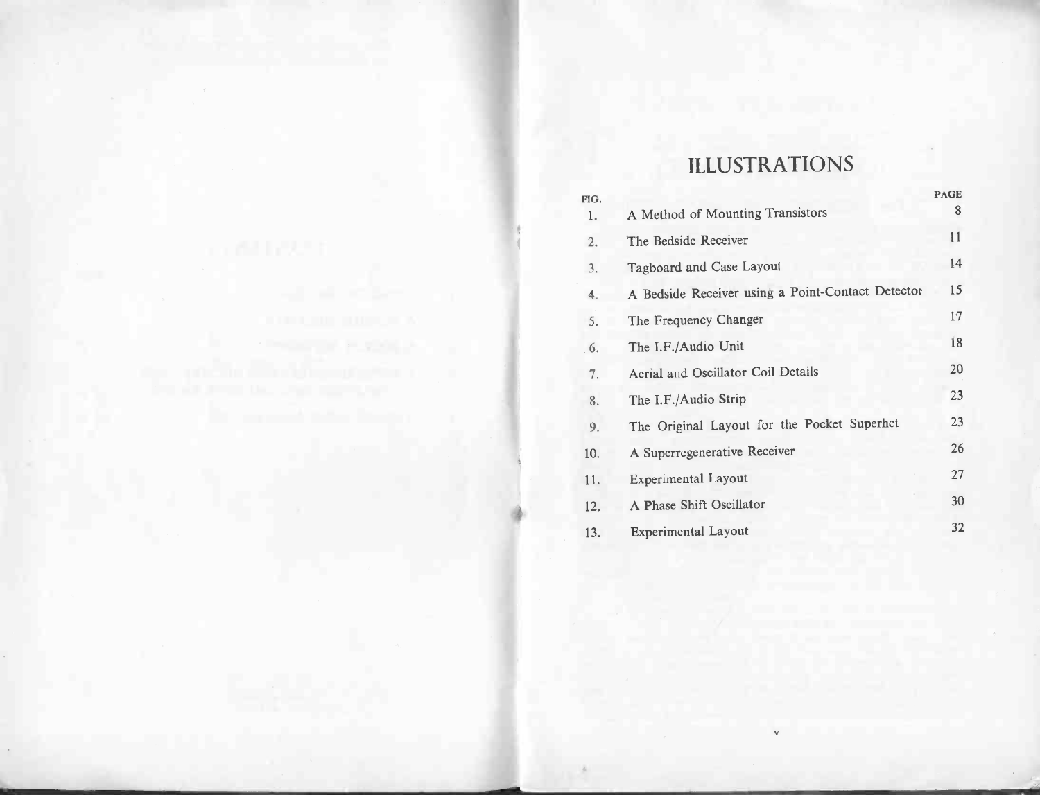# ILLUSTRATIONS

| FIG. | | PAGE |
|---|---|---|
| 1. | A Method of Mounting Transistors | 8 |
| 2. | The Bedside Receiver | 11 |
| 3. | Tagboard and Case Layout | 14 |
| 4. | A Bedside Receiver using a Point-Contact Detector | 15 |
| 5. | The Frequency Changer | 17 |
| 6. | The I.F./Audio Unit | 18 |
| 7. | Aerial and Oscillator Coil Details | 20 |
| 8. | The I.F./Audio Strip | 23 |
| 9. | The Original Layout for the Pocket Superhet | 23 |
| 10. | A Superregenerative Receiver | 26 |
| 11. | Experimental Layout | 27 |
| 12. | A Phase Shift Oscillator | 30 |
| 13. | Experimental Layout | 32 |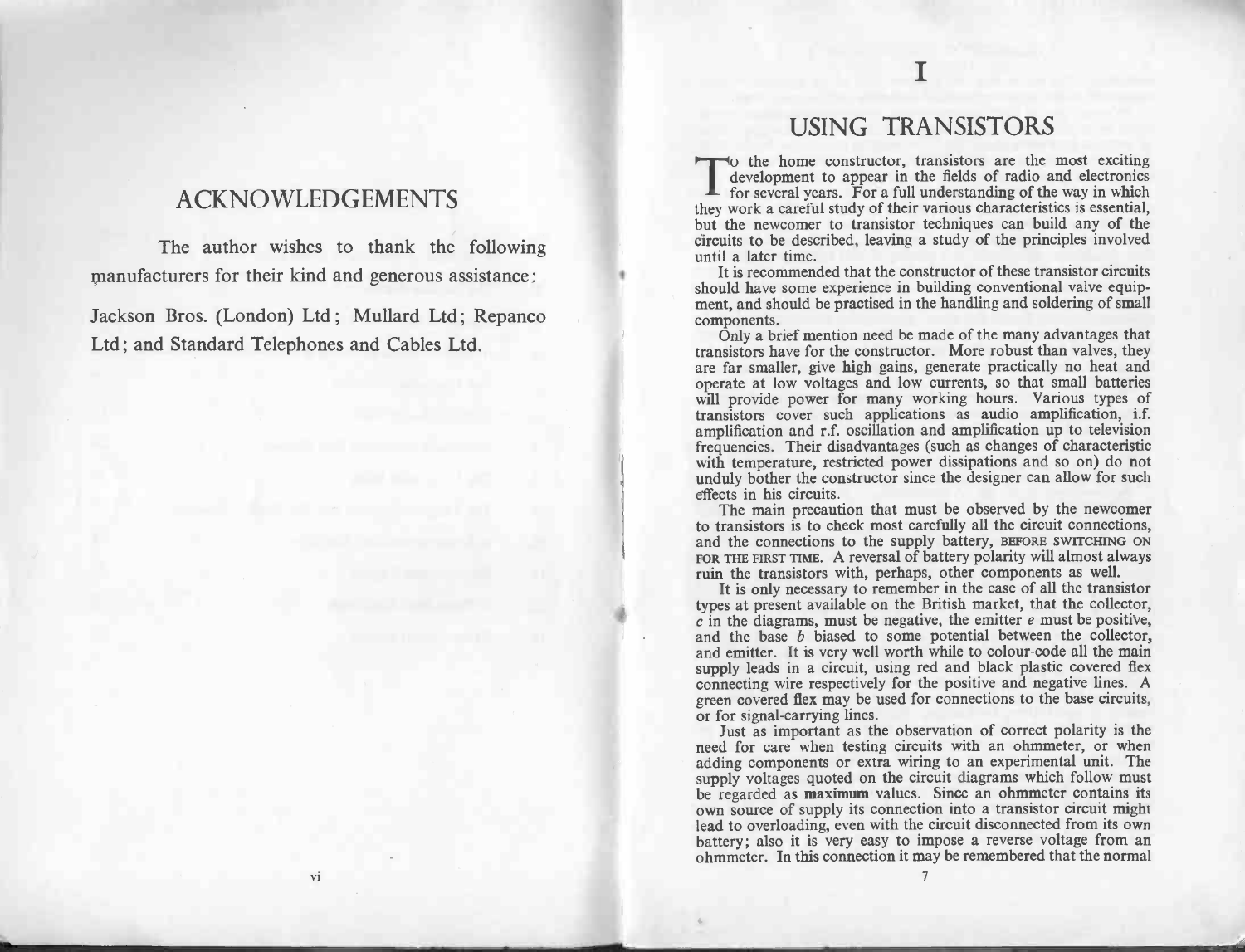## ACKNOWLEDGEMENTS

The author wishes to thank the following manufacturers for their kind and generous assistance:

Jackson Bros. (London) Ltd; Mullard Ltd; Repanco Ltd; and Standard Telephones and Cables Ltd.

# I

# USING TRANSISTORS

To the home constructor, transistors are the most exciting development to appear in the fields of radio and electronics for several years. For a full understanding of the way in which they work a careful study of their various characteristics is essential, but the newcomer to transistor techniques can build any of the circuits to be described, leaving a study of the principles involved until a later time.

It is recommended that the constructor of these transistor circuits should have some experience in building conventional valve equipment, and should be practised in the handling and soldering of small components.

Only a brief mention need be made of the many advantages that transistors have for the constructor. More robust than valves, they are far smaller, give high gains, generate practically no heat and operate at low voltages and low currents, so that small batteries will provide power for many working hours. Various types of transistors cover such applications as audio amplification, i.f. amplification and r.f. oscillation and amplification up to television frequencies. Their disadvantages (such as changes of characteristic with temperature, restricted power dissipations and so on) do not unduly bother the constructor since the designer can allow for such effects in his circuits.

The main precaution that must be observed by the newcomer to transistors is to check most carefully all the circuit connections, and the connections to the supply battery, BEFORE SWITCHING ON FOR THE FIRST TIME. A reversal of battery polarity will almost always ruin the transistors with, perhaps, other components as well.

It is only necessary to remember in the case of all the transistor types at present available on the British market, that the collector, *c* in the diagrams, must be negative, the emitter *e* must be positive, and the base *b* biased to some potential between the collector, and emitter. It is very well worth while to colour-code all the main supply leads in a circuit, using red and black plastic covered flex connecting wire respectively for the positive and negative lines. A green covered flex may be used for connections to the base circuits, or for signal-carrying lines.

Just as important as the observation of correct polarity is the need for care when testing circuits with an ohmmeter, or when adding components or extra wiring to an experimental unit. The supply voltages quoted on the circuit diagrams which follow must be regarded as **maximum** values. Since an ohmmeter contains its own source of supply its connection into a transistor circuit might lead to overloading, even with the circuit disconnected from its own battery; also it is very easy to impose a reverse voltage from an ohmmeter. In this connection it may be remembered that the normal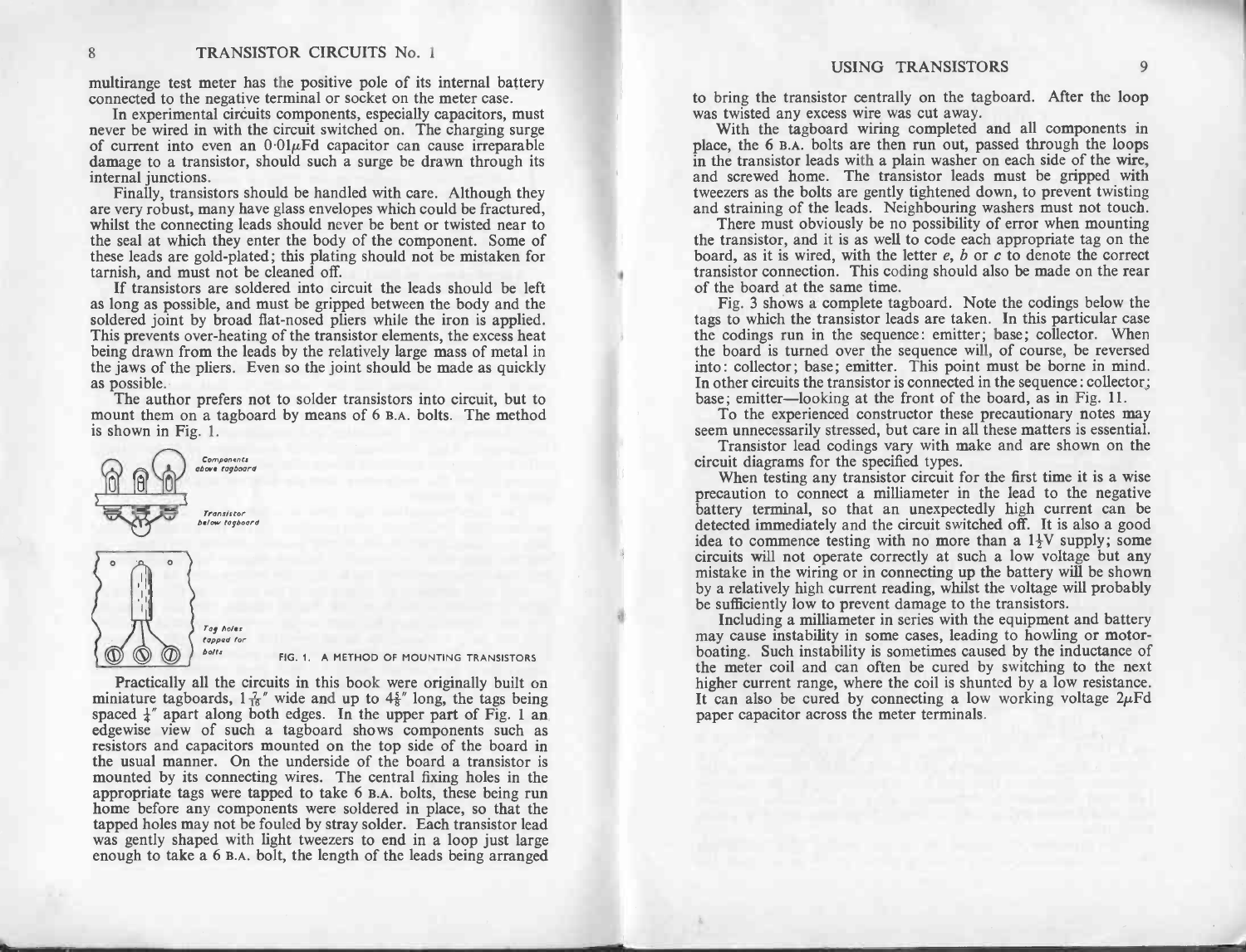multirange test meter has the positive pole of its internal battery connected to the negative terminal or socket on the meter case.

In experimental circuits components, especially capacitors, must never be wired in with the circuit switched on. The charging surge of current into even an $0{\cdot}01\mu$Fd capacitor can cause irreparable damage to a transistor, should such a surge be drawn through its internal junctions.

Finally, transistors should be handled with care. Although they are very robust, many have glass envelopes which could be fractured, whilst the connecting leads should never be bent or twisted near to the seal at which they enter the body of the component. Some of these leads are gold-plated; this plating should not be mistaken for tarnish, and must not be cleaned off.

If transistors are soldered into circuit the leads should be left as long as possible, and must be gripped between the body and the soldered joint by broad flat-nosed pliers while the iron is applied. This prevents over-heating of the transistor elements, the excess heat being drawn from the leads by the relatively large mass of metal in the jaws of the pliers. Even so the joint should be made as quickly as possible.

The author prefers not to solder transistors into circuit, but to mount them on a tagboard by means of 6 B.A. bolts. The method is shown in Fig. 1.

Components above tagboard

Transistor below tagboard

Tag holes tapped for bolts

FIG. 1. A METHOD OF MOUNTING TRANSISTORS

Practically all the circuits in this book were originally built on miniature tagboards, $1\frac{7}{16}''$ wide and up to $4\frac{5}{8}''$ long, the tags being spaced $\frac{1}{4}''$ apart along both edges. In the upper part of Fig. 1 an edgewise view of such a tagboard shows components such as resistors and capacitors mounted on the top side of the board in the usual manner. On the underside of the board a transistor is mounted by its connecting wires. The central fixing holes in the appropriate tags were tapped to take 6 B.A. bolts, these being run home before any components were soldered in place, so that the tapped holes may not be fouled by stray solder. Each transistor lead was gently shaped with light tweezers to end in a loop just large enough to take a 6 B.A. bolt, the length of the leads being arranged to bring the transistor centrally on the tagboard. After the loop was twisted any excess wire was cut away.

With the tagboard wiring completed and all components in place, the 6 B.A. bolts are then run out, passed through the loops in the transistor leads with a plain washer on each side of the wire, and screwed home. The transistor leads must be gripped with tweezers as the bolts are gently tightened down, to prevent twisting and straining of the leads. Neighbouring washers must not touch.

There must obviously be no possibility of error when mounting the transistor, and it is as well to code each appropriate tag on the board, as it is wired, with the letter *e*, *b* or *c* to denote the correct transistor connection. This coding should also be made on the rear of the board at the same time.

Fig. 3 shows a complete tagboard. Note the codings below the tags to which the transistor leads are taken. In this particular case the codings run in the sequence: emitter; base; collector. When the board is turned over the sequence will, of course, be reversed into: collector; base; emitter. This point must be borne in mind. In other circuits the transistor is connected in the sequence: collector; base; emitter—looking at the front of the board, as in Fig. 11.

To the experienced constructor these precautionary notes may seem unnecessarily stressed, but care in all these matters is essential.

Transistor lead codings vary with make and are shown on the circuit diagrams for the specified types.

When testing any transistor circuit for the first time it is a wise precaution to connect a milliameter in the lead to the negative battery terminal, so that an unexpectedly high current can be detected immediately and the circuit switched off. It is also a good idea to commence testing with no more than a $1\frac{1}{2}$V supply; some circuits will not operate correctly at such a low voltage but any mistake in the wiring or in connecting up the battery will be shown by a relatively high current reading, whilst the voltage will probably be sufficiently low to prevent damage to the transistors.

Including a milliameter in series with the equipment and battery may cause instability in some cases, leading to howling or motor-boating. Such instability is sometimes caused by the inductance of the meter coil and can often be cured by switching to the next higher current range, where the coil is shunted by a low resistance. It can also be cured by connecting a low working voltage $2\mu$Fd paper capacitor across the meter terminals.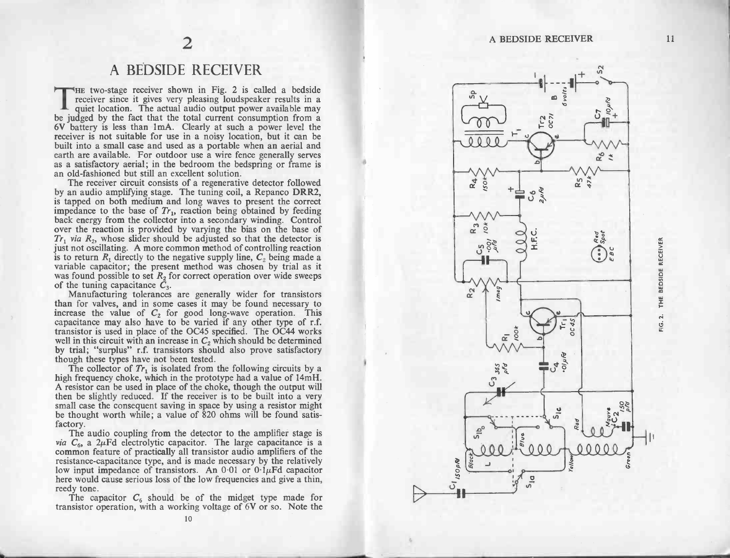# 2

## A BEDSIDE RECEIVER

THE two-stage receiver shown in Fig. 2 is called a bedside receiver since it gives very pleasing loudspeaker results in a quiet location. The actual audio output power available may be judged by the fact that the total current consumption from a 6V battery is less than 1mA. Clearly at such a power level the receiver is not suitable for use in a noisy location, but it can be built into a small case and used as a portable when an aerial and earth are available. For outdoor use a wire fence generally serves as a satisfactory aerial; in the bedroom the bedspring or frame is an old-fashioned but still an excellent solution.

The receiver circuit consists of a regenerative detector followed by an audio amplifying stage. The tuning coil, a Repanco DRR2, is tapped on both medium and long waves to present the correct impedance to the base of $Tr_1$, reaction being obtained by feeding back energy from the collector into a secondary winding. Control over the reaction is provided by varying the bias on the base of $Tr_1$ *via* $R_2$, whose slider should be adjusted so that the detector is just not oscillating. A more common method of controlling reaction is to return $R_1$ directly to the negative supply line, $C_2$ being made a variable capacitor; the present method was chosen by trial as it was found possible to set $R_2$ for correct operation over wide sweeps of the tuning capacitance $C_3$.

Manufacturing tolerances are generally wider for transistors than for valves, and in some cases it may be found necessary to increase the value of $C_2$ for good long-wave operation. This capacitance may also have to be varied if any other type of r.f. transistor is used in place of the OC45 specified. The OC44 works well in this circuit with an increase in $C_2$ which should be determined by trial; "surplus" r.f. transistors should also prove satisfactory though these types have not been tested.

The collector of $Tr_1$ is isolated from the following circuits by a high frequency choke, which in the prototype had a value of 14mH. A resistor can be used in place of the choke, though the output will then be slightly reduced. If the receiver is to be built into a very small case the consequent saving in space by using a resistor might be thought worth while; a value of 820 ohms will be found satisfactory.

The audio coupling from the detector to the amplifier stage is *via* $C_6$, a $2\mu$Fd electrolytic capacitor. The large capacitance is a common feature of practically all transistor audio amplifiers of the resistance-capacitance type, and is made necessary by the relatively low input impedance of transistors. An 0·01 or $0{\cdot}1\mu$Fd capacitor here would cause serious loss of the low frequencies and give a thin, reedy tone.

The capacitor $C_6$ should be of the midget type made for transistor operation, with a working voltage of 6V or so. Note the

FIG. 2. THE BEDSIDE RECEIVER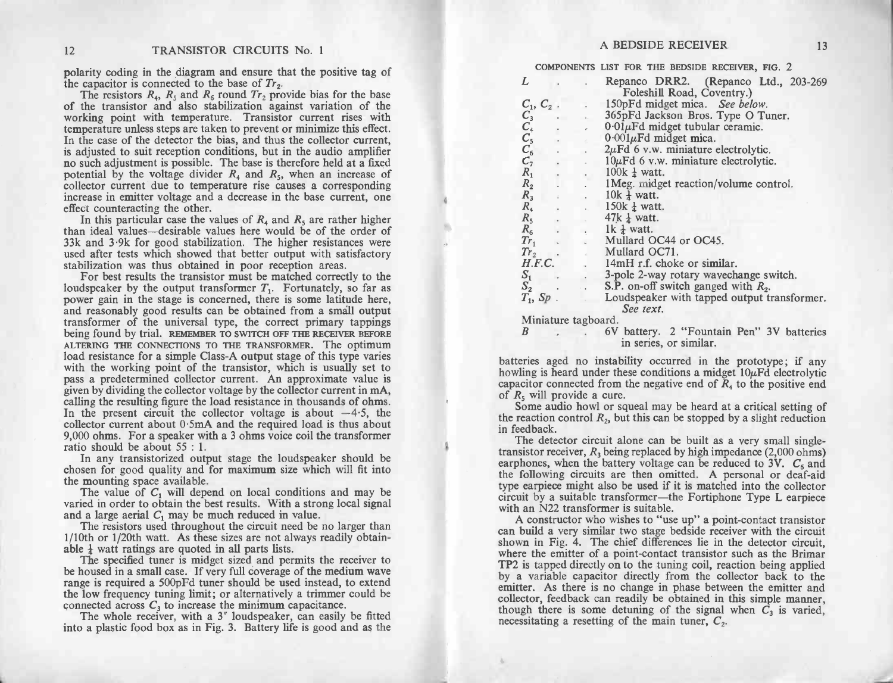polarity coding in the diagram and ensure that the positive tag of the capacitor is connected to the base of $Tr_2$.

The resistors $R_4$, $R_5$ and $R_6$ round $Tr_2$ provide bias for the base of the transistor and also stabilization against variation of the working point with temperature. Transistor current rises with temperature unless steps are taken to prevent or minimize this effect. In the case of the detector the bias, and thus the collector current, is adjusted to suit reception conditions, but in the audio amplifier no such adjustment is possible. The base is therefore held at a fixed potential by the voltage divider $R_4$ and $R_5$, when an increase of collector current due to temperature rise causes a corresponding increase in emitter voltage and a decrease in the base current, one effect counteracting the other.

In this particular case the values of $R_4$ and $R_5$ are rather higher than ideal values—desirable values here would be of the order of 33k and 3·9k for good stabilization. The higher resistances were used after tests which showed that better output with satisfactory stabilization was thus obtained in poor reception areas.

For best results the transistor must be matched correctly to the loudspeaker by the output transformer $T_1$. Fortunately, so far as power gain in the stage is concerned, there is some latitude here, and reasonably good results can be obtained from a small output transformer of the universal type, the correct primary tappings being found by trial. REMEMBER TO SWITCH OFF THE RECEIVER BEFORE ALTERING THE CONNECTIONS TO THE TRANSFORMER. The optimum load resistance for a simple Class-A output stage of this type varies with the working point of the transistor, which is usually set to pass a predetermined collector current. An approximate value is given by dividing the collector voltage by the collector current in mA, calling the resulting figure the load resistance in thousands of ohms. In the present circuit the collector voltage is about −4·5, the collector current about 0·5mA and the required load is thus about 9,000 ohms. For a speaker with a 3 ohms voice coil the transformer ratio should be about 55 : 1.

In any transistorized output stage the loudspeaker should be chosen for good quality and for maximum size which will fit into the mounting space available.

The value of $C_1$ will depend on local conditions and may be varied in order to obtain the best results. With a strong local signal and a large aerial $C_1$ may be much reduced in value.

The resistors used throughout the circuit need be no larger than 1/10th or 1/20th watt. As these sizes are not always readily obtainable ¼ watt ratings are quoted in all parts lists.

The specified tuner is midget sized and permits the receiver to be housed in a small case. If very full coverage of the medium wave range is required a 500pFd tuner should be used instead, to extend the low frequency tuning limit; or alternatively a trimmer could be connected across $C_3$ to increase the minimum capacitance.

The whole receiver, with a 3″ loudspeaker, can easily be fitted into a plastic food box as in Fig. 3. Battery life is good and as the batteries aged no instability occurred in the prototype; if any howling is heard under these conditions a midget 10μFd electrolytic capacitor connected from the negative end of $R_4$ to the positive end of $R_5$ will provide a cure.

Some audio howl or squeal may be heard at a critical setting of the reaction control $R_2$, but this can be stopped by a slight reduction in feedback.

The detector circuit alone can be built as a very small single-transistor receiver, $R_3$ being replaced by high impedance (2,000 ohms) earphones, when the battery voltage can be reduced to 3V. $C_6$ and the following circuits are then omitted. A personal or deaf-aid type earpiece might also be used if it is matched into the collector circuit by a suitable transformer—the Fortiphone Type L earpiece with an N22 transformer is suitable.

A constructor who wishes to "use up" a point-contact transistor can build a very similar two stage bedside receiver with the circuit shown in Fig. 4. The chief differences lie in the detector circuit, where the emitter of a point-contact transistor such as the Brimar TP2 is tapped directly on to the tuning coil, reaction being applied by a variable capacitor directly from the collector back to the emitter. As there is no change in phase between the emitter and collector, feedback can readily be obtained in this simple manner, though there is some detuning of the signal when $C_3$ is varied, necessitating a resetting of the main tuner, $C_2$.

COMPONENTS LIST FOR THE BEDSIDE RECEIVER, FIG. 2

| | |
|---|---|
| $L$ | Repanco DRR2. (Repanco Ltd., 203-269 Foleshill Road, Coventry.) |
| $C_1$, $C_2$ | 150pFd midget mica. *See below.* |
| $C_3$ | 365pFd Jackson Bros. Type O Tuner. |
| $C_4$ | 0·01μFd midget tubular ceramic. |
| $C_5$ | 0·001μFd midget mica. |
| $C_6$ | 2μFd 6 v.w. miniature electrolytic. |
| $C_7$ | 10μFd 6 v.w. miniature electrolytic. |
| $R_1$ | 100k ¼ watt. |
| $R_2$ | 1Meg. midget reaction/volume control. |
| $R_3$ | 10k ¼ watt. |
| $R_4$ | 150k ¼ watt. |
| $R_5$ | 47k ¼ watt. |
| $R_6$ | 1k ¼ watt. |
| $Tr_1$ | Mullard OC44 or OC45. |
| $Tr_2$ | Mullard OC71. |
| $H.F.C.$ | 14mH r.f. choke or similar. |
| $S_1$ | 3-pole 2-way rotary wavechange switch. |
| $S_2$ | S.P. on-off switch ganged with $R_2$. |
| $T_1$, $Sp$ | Loudspeaker with tapped output transformer. *See text.* |
| Miniature tagboard. | |
| $B$ | 6V battery. 2 "Fountain Pen" 3V batteries in series, or similar. |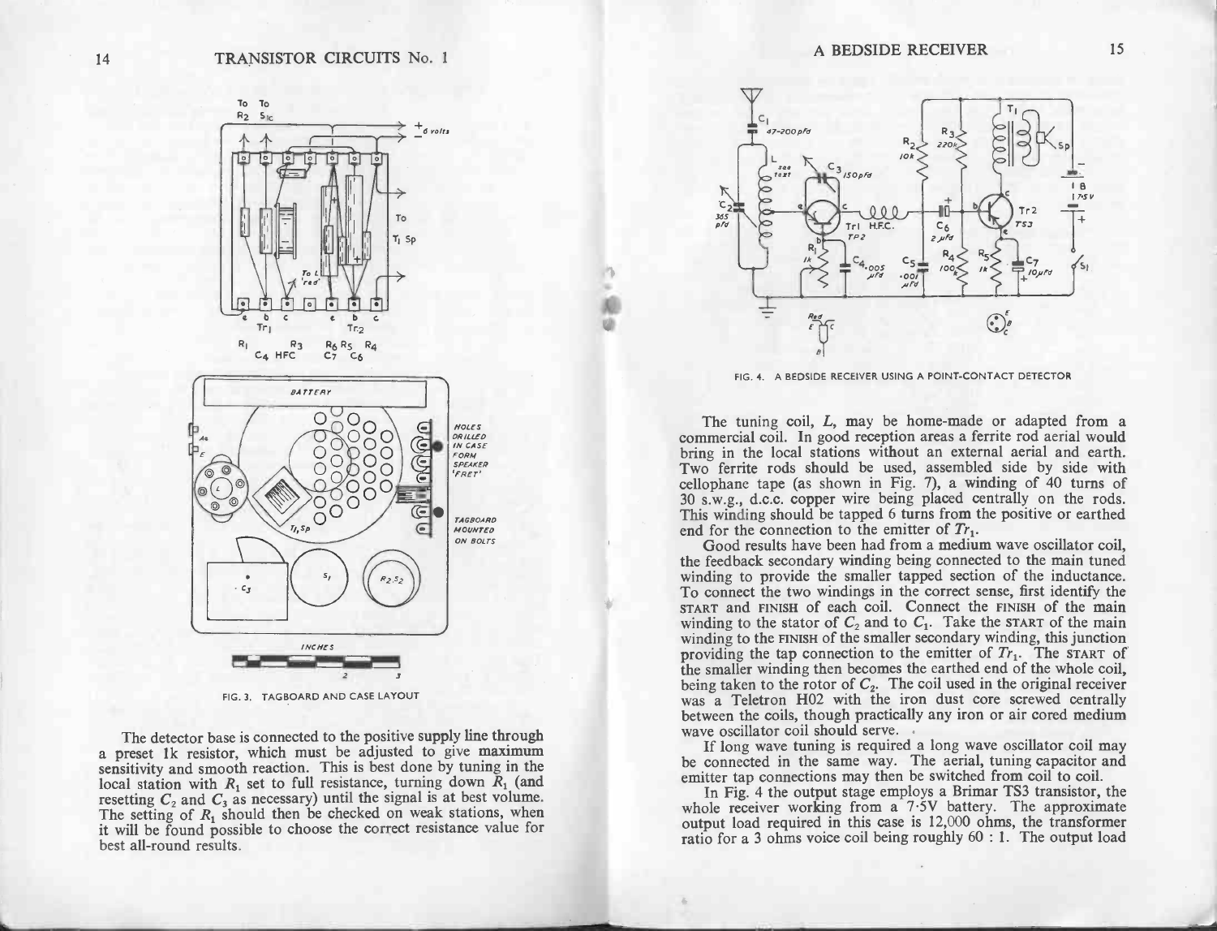FIG. 3. TAGBOARD AND CASE LAYOUT

The detector base is connected to the positive supply line through a preset 1k resistor, which must be adjusted to give maximum sensitivity and smooth reaction. This is best done by tuning in the local station with $R_1$ set to full resistance, turning down $R_1$ (and resetting $C_2$ and $C_3$ as necessary) until the signal is at best volume. The setting of $R_1$ should then be checked on weak stations, when it will be found possible to choose the correct resistance value for best all-round results.

FIG. 4. A BEDSIDE RECEIVER USING A POINT-CONTACT DETECTOR

The tuning coil, *L*, may be home-made or adapted from a commercial coil. In good reception areas a ferrite rod aerial would bring in the local stations without an external aerial and earth. Two ferrite rods should be used, assembled side by side with cellophane tape (as shown in Fig. 7), a winding of 40 turns of 30 s.w.g., d.c.c. copper wire being placed centrally on the rods. This winding should be tapped 6 turns from the positive or earthed end for the connection to the emitter of $Tr_1$.

Good results have been had from a medium wave oscillator coil, the feedback secondary winding being connected to the main tuned winding to provide the smaller tapped section of the inductance. To connect the two windings in the correct sense, first identify the START and FINISH of each coil. Connect the FINISH of the main winding to the stator of $C_2$ and to $C_1$. Take the START of the main winding to the FINISH of the smaller secondary winding, this junction providing the tap connection to the emitter of $Tr_1$. The START of the smaller winding then becomes the earthed end of the whole coil, being taken to the rotor of $C_2$. The coil used in the original receiver was a Teletron H02 with the iron dust core screwed centrally between the coils, though practically any iron or air cored medium wave oscillator coil should serve.

If long wave tuning is required a long wave oscillator coil may be connected in the same way. The aerial, tuning capacitor and emitter tap connections may then be switched from coil to coil.

In Fig. 4 the output stage employs a Brimar TS3 transistor, the whole receiver working from a 7·5V battery. The approximate output load required in this case is 12,000 ohms, the transformer ratio for a 3 ohms voice coil being roughly 60 : 1. The output load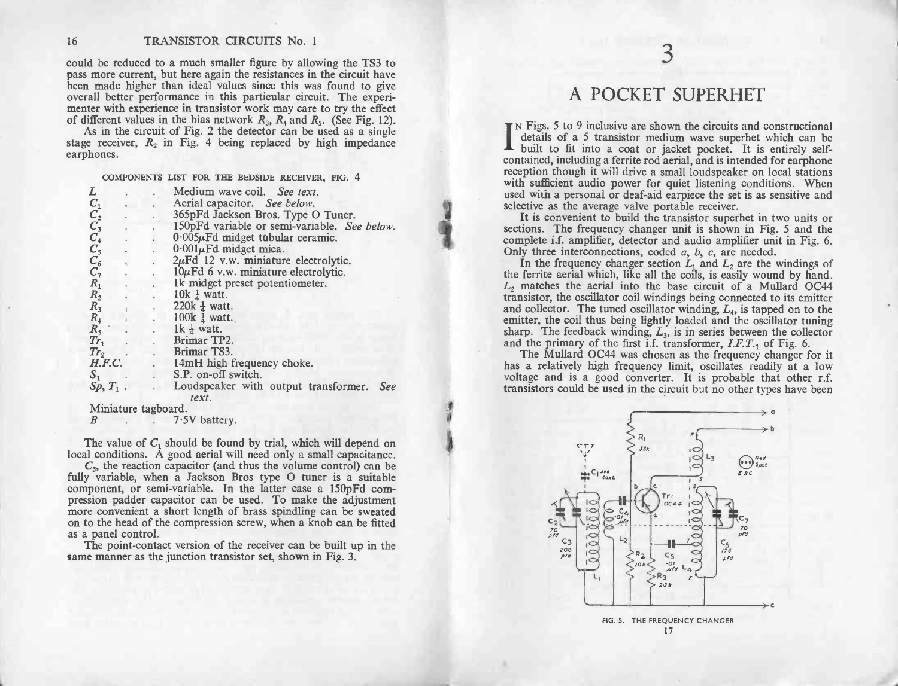could be reduced to a much smaller figure by allowing the TS3 to pass more current, but here again the resistances in the circuit have been made higher than ideal values since this was found to give overall better performance in this particular circuit. The experimenter with experience in transistor work may care to try the effect of different values in the bias network $R_3$, $R_4$ and $R_5$. (See Fig. 12).

As in the circuit of Fig. 2 the detector can be used as a single stage receiver, $R_2$ in Fig. 4 being replaced by high impedance earphones.

COMPONENTS LIST FOR THE BEDSIDE RECEIVER, FIG. 4

| | |
|---|---|
| $L$ | Medium wave coil. *See text.* |
| $C_1$ | Aerial capacitor. *See below.* |
| $C_2$ | 365pFd Jackson Bros. Type O Tuner. |
| $C_3$ | 150pFd variable or semi-variable. *See below.* |
| $C_4$ | 0·005$\mu$Fd midget tubular ceramic. |
| $C_5$ | 0·001$\mu$Fd midget mica. |
| $C_6$ | 2$\mu$Fd 12 v.w. miniature electrolytic. |
| $C_7$ | 10$\mu$Fd 6 v.w. miniature electrolytic. |
| $R_1$ | 1k midget preset potentiometer. |
| $R_2$ | 10k $\frac{1}{4}$ watt. |
| $R_3$ | 220k $\frac{1}{4}$ watt. |
| $R_4$ | 100k $\frac{1}{4}$ watt. |
| $R_5$ | 1k $\frac{1}{4}$ watt. |
| $Tr_1$ | Brimar TP2. |
| $Tr_2$ | Brimar TS3. |
| H.F.C. | 14mH high frequency choke. |
| $S_1$ | S.P. on-off switch. |
| $Sp$, $T_1$ | Loudspeaker with output transformer. *See text.* |
| Miniature tagboard. | |
| $B$ | 7·5V battery. |

The value of $C_1$ should be found by trial, which will depend on local conditions. A good aerial will need only a small capacitance.

$C_3$, the reaction capacitor (and thus the volume control) can be fully variable, when a Jackson Bros type O tuner is a suitable component, or semi-variable. In the latter case a 150pFd compression padder capacitor can be used. To make the adjustment more convenient a short length of brass spindling can be sweated on to the head of the compression screw, when a knob can be fitted as a panel control.

The point-contact version of the receiver can be built up in the same manner as the junction transistor set, shown in Fig. 3.

# 3

## A POCKET SUPERHET

In Figs. 5 to 9 inclusive are shown the circuits and constructional details of a 5 transistor medium wave superhet which can be built to fit into a coat or jacket pocket. It is entirely self-contained, including a ferrite rod aerial, and is intended for earphone reception though it will drive a small loudspeaker on local stations with sufficient audio power for quiet listening conditions. When used with a personal or deaf-aid earpiece the set is as sensitive and selective as the average valve portable receiver.

It is convenient to build the transistor superhet in two units or sections. The frequency changer unit is shown in Fig. 5 and the complete i.f. amplifier, detector and audio amplifier unit in Fig. 6. Only three interconnections, coded *a*, *b*, *c*, are needed.

In the frequency changer section $L_1$ and $L_2$ are the windings of the ferrite aerial which, like all the coils, is easily wound by hand. $L_2$ matches the aerial into the base circuit of a Mullard OC44 transistor, the oscillator coil windings being connected to its emitter and collector. The tuned oscillator winding, $L_4$, is tapped on to the emitter, the coil thus being lightly loaded and the oscillator tuning sharp. The feedback winding, $L_3$, is in series between the collector and the primary of the first i.f. transformer, $I.F.T._1$ of Fig. 6.

The Mullard OC44 was chosen as the frequency changer for it has a relatively high frequency limit, oscillates readily at a low voltage and is a good converter. It is probable that other r.f. transistors could be used in the circuit but no other types have been

FIG. 5. THE FREQUENCY CHANGER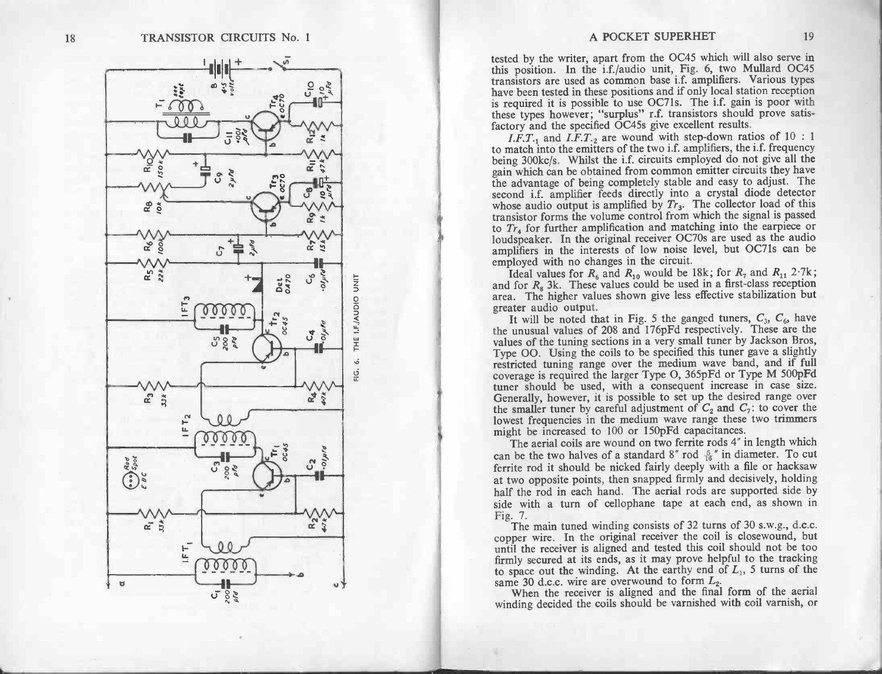FIG. 6. THE I.F./AUDIO UNIT

tested by the writer, apart from the OC45 which will also serve in this position. In the i.f./audio unit, Fig. 6, two Mullard OC45 transistors are used as common base i.f. amplifiers. Various types have been tested in these positions and if only local station reception is required it is possible to use OC71s. The i.f. gain is poor with these types however; "surplus" r.f. transistors should prove satisfactory and the specified OC45s give excellent results.

*I.F.T.*$_1$ and *I.F.T.*$_2$ are wound with step-down ratios of 10 : 1 to match into the emitters of the two i.f. amplifiers, the i.f. frequency being 300kc/s. Whilst the i.f. circuits employed do not give all the gain which can be obtained from common emitter circuits they have the advantage of being completely stable and easy to adjust. The second i.f. amplifier feeds directly into a crystal diode detector whose audio output is amplified by $Tr_3$. The collector load of this transistor forms the volume control from which the signal is passed to $Tr_4$ for further amplification and matching into the earpiece or loudspeaker. In the original receiver OC70s are used as the audio amplifiers in the interests of low noise level, but OC71s can be employed with no changes in the circuit.

Ideal values for $R_6$ and $R_{10}$ would be 18k; for $R_7$ and $R_{11}$ 2·7k; and for $R_8$ 3k. These values could be used in a first-class reception area. The higher values shown give less effective stabilization but greater audio output.

It will be noted that in Fig. 5 the ganged tuners, $C_3$, $C_6$, have the unusual values of 208 and 176pFd respectively. These are the values of the tuning sections in a very small tuner by Jackson Bros, Type OO. Using the coils to be specified this tuner gave a slightly restricted tuning range over the medium wave band, and if full coverage is required the larger Type O, 365pFd or Type M 500pFd tuner should be used, with a consequent increase in case size. Generally, however, it is possible to set up the desired range over the smaller tuner by careful adjustment of $C_2$ and $C_7$: to cover the lowest frequencies in the medium wave range these two trimmers might be increased to 100 or 150pFd capacitances.

The aerial coils are wound on two ferrite rods 4″ in length which can be the two halves of a standard 8″ rod $\frac{5}{16}$″ in diameter. To cut ferrite rod it should be nicked fairly deeply with a file or hacksaw at two opposite points, then snapped firmly and decisively, holding half the rod in each hand. The aerial rods are supported side by side with a turn of cellophane tape at each end, as shown in Fig. 7.

The main tuned winding consists of 32 turns of 30 s.w.g., d.c.c. copper wire. In the original receiver the coil is closewound, but until the receiver is aligned and tested this coil should not be too firmly secured at its ends, as it may prove helpful to the tracking to space out the winding. At the earthy end of $L_1$, 5 turns of the same 30 d.c.c. wire are overwound to form $L_2$.

When the receiver is aligned and the final form of the aerial winding decided the coils should be varnished with coil varnish, or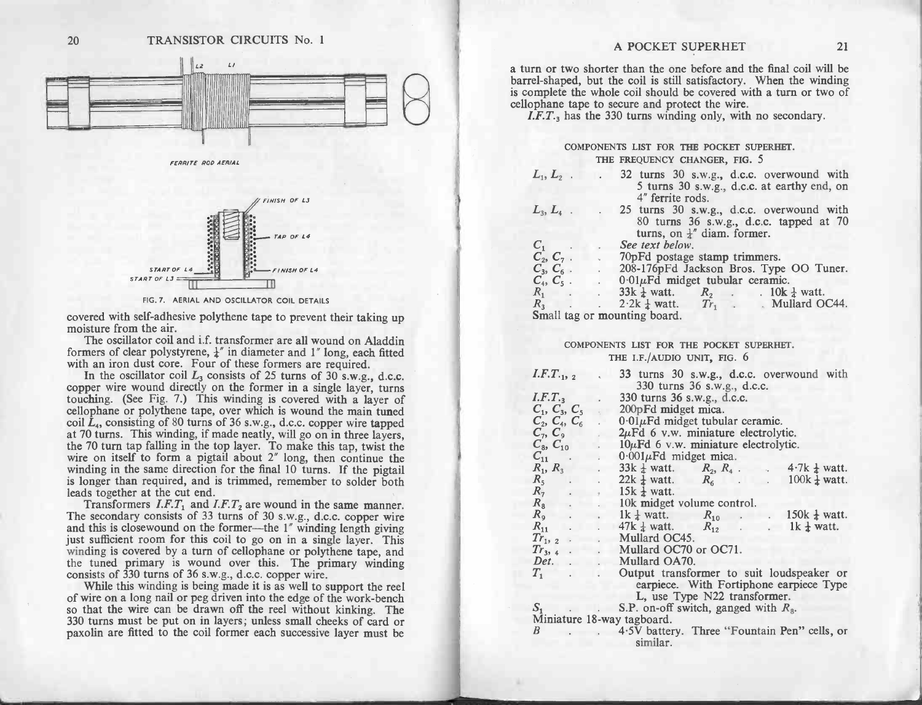FERRITE ROD AERIAL

FIG. 7. AERIAL AND OSCILLATOR COIL DETAILS

covered with self-adhesive polythene tape to prevent their taking up moisture from the air.

The oscillator coil and i.f. transformer are all wound on Aladdin formers of clear polystyrene, ¼" in diameter and 1" long, each fitted with an iron dust core. Four of these formers are required.

In the oscillator coil $L_3$ consists of 25 turns of 30 s.w.g., d.c.c. copper wire wound directly on the former in a single layer, turns touching. (See Fig. 7.) This winding is covered with a layer of cellophane or polythene tape, over which is wound the main tuned coil $L_4$, consisting of 80 turns of 36 s.w.g., d.c.c. copper wire tapped at 70 turns. This winding, if made neatly, will go on in three layers, the 70 turn tap falling in the top layer. To make this tap, twist the wire on itself to form a pigtail about 2" long, then continue the winding in the same direction for the final 10 turns. If the pigtail is longer than required, and is trimmed, remember to solder both leads together at the cut end.

Transformers *I.F.T.*$_1$ and *I.F.T.*$_2$ are wound in the same manner. The secondary consists of 33 turns of 30 s.w.g., d.c.c. copper wire and this is closewound on the former—the 1" winding length giving just sufficient room for this coil to go on in a single layer. This winding is covered by a turn of cellophane or polythene tape, and the tuned primary is wound over this. The primary winding consists of 330 turns of 36 s.w.g., d.c.c. copper wire.

While this winding is being made it is as well to support the reel of wire on a long nail or peg driven into the edge of the work-bench so that the wire can be drawn off the reel without kinking. The 330 turns must be put on in layers; unless small cheeks of card or paxolin are fitted to the coil former each successive layer must be a turn or two shorter than the one before and the final coil will be barrel-shaped, but the coil is still satisfactory. When the winding is complete the whole coil should be covered with a turn or two of cellophane tape to secure and protect the wire.

*I.F.T.*$_3$ has the 330 turns winding only, with no secondary.

### COMPONENTS LIST FOR THE POCKET SUPERHET.
#### THE FREQUENCY CHANGER, FIG. 5

| | |
|---|---|
| $L_1, L_2$ | 32 turns 30 s.w.g., d.c.c. overwound with 5 turns 30 s.w.g., d.c.c. at earthy end, on 4" ferrite rods. |
| $L_3, L_4$ | 25 turns 30 s.w.g., d.c.c. overwound with 80 turns 36 s.w.g., d.c.c. tapped at 70 turns, on ¼" diam. former. |
| $C_1$ | *See text below.* |
| $C_2, C_7$ | 70pFd postage stamp trimmers. |
| $C_3, C_6$ | 208-176pFd Jackson Bros. Type OO Tuner. |
| $C_4, C_5$ | 0·01μFd midget tubular ceramic. |
| $R_1$ | 33k ¼ watt. $R_2$ . . 10k ¼ watt. |
| $R_3$ | 2·2k ¼ watt. $Tr_1$ . . Mullard OC44. |

Small tag or mounting board.

### COMPONENTS LIST FOR THE POCKET SUPERHET.
#### THE I.F./AUDIO UNIT, FIG. 6

| | |
|---|---|
| *I.F.T.*$_{1,2}$ | 33 turns 30 s.w.g., d.c.c. overwound with 330 turns 36 s.w.g., d.c.c. |
| *I.F.T.*$_3$ | 330 turns 36 s.w.g., d.c.c. |
| $C_1, C_3, C_5$ | 200pFd midget mica. |
| $C_2, C_4, C_6$ | 0·01μFd midget tubular ceramic. |
| $C_7, C_9$ | 2μFd 6 v.w. miniature electrolytic. |
| $C_8, C_{10}$ | 10μFd 6 v.w. miniature electrolytic. |
| $C_{11}$ | 0·001μFd midget mica. |
| $R_1, R_3$ | 33k ¼ watt. $R_2, R_4$ . . 4·7k ¼ watt. |
| $R_5$ | 22k ¼ watt. $R_6$ . . 100k ¼ watt. |
| $R_7$ | 15k ¼ watt. |
| $R_8$ | 10k midget volume control. |
| $R_9$ | 1k ¼ watt. $R_{10}$ . . 150k ¼ watt. |
| $R_{11}$ | 47k ¼ watt. $R_{12}$ . . 1k ¼ watt. |
| $Tr_{1,2}$ | Mullard OC45. |
| $Tr_{3,4}$ | Mullard OC70 or OC71. |
| *Det.* | Mullard OA70. |
| $T_1$ | Output transformer to suit loudspeaker or earpiece. With Fortiphone earpiece Type L, use Type N22 transformer. |
| $S_1$ | S.P. on-off switch, ganged with $R_8$. |

Miniature 18-way tagboard.

| | |
|---|---|
| *B* | 4·5V battery. Three "Fountain Pen" cells, or similar. |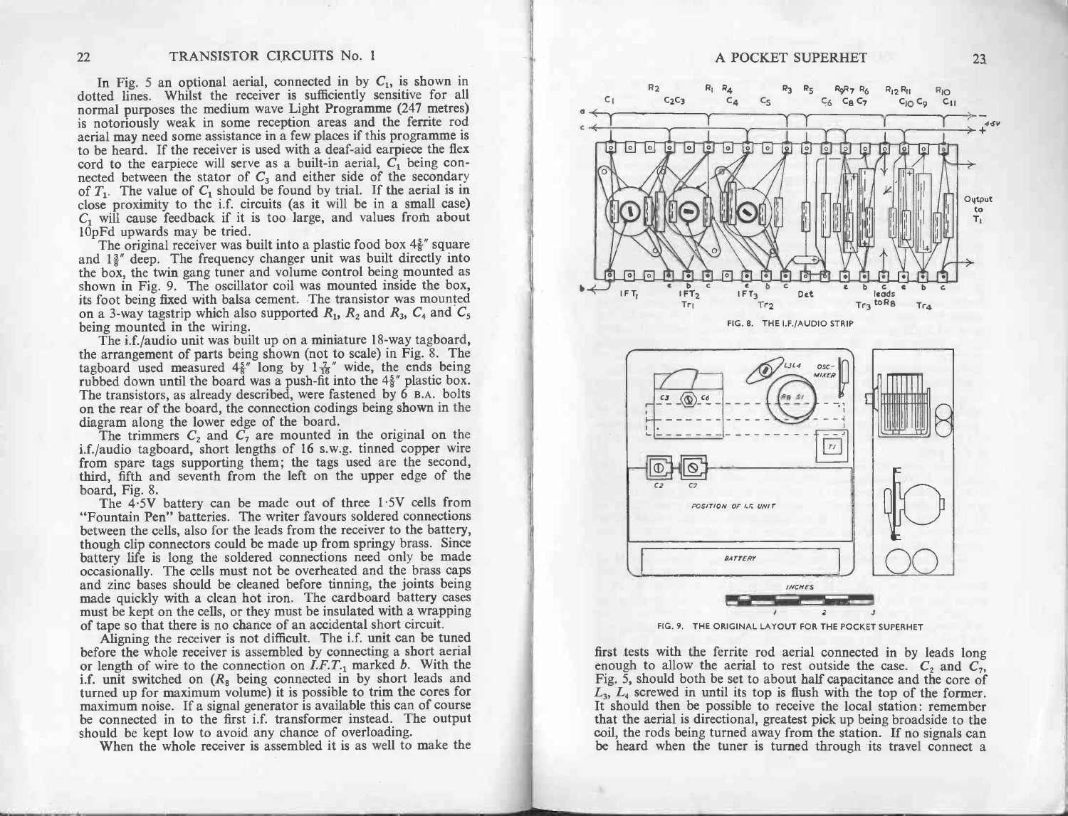In Fig. 5 an optional aerial, connected in by $C_1$, is shown in dotted lines. Whilst the receiver is sufficiently sensitive for all normal purposes the medium wave Light Programme (247 metres) is notoriously weak in some reception areas and the ferrite rod aerial may need some assistance in a few places if this programme is to be heard. If the receiver is used with a deaf-aid earpiece the flex cord to the earpiece will serve as a built-in aerial, $C_1$ being connected between the stator of $C_3$ and either side of the secondary of $T_1$. The value of $C_1$ should be found by trial. If the aerial is in close proximity to the i.f. circuits (as it will be in a small case) $C_1$ will cause feedback if it is too large, and values from about 10pFd upwards may be tried.

The original receiver was built into a plastic food box 4⅝" square and 1⅝" deep. The frequency changer unit was built directly into the box, the twin gang tuner and volume control being mounted as shown in Fig. 9. The oscillator coil was mounted inside the box, its foot being fixed with balsa cement. The transistor was mounted on a 3-way tagstrip which also supported $R_1$, $R_2$ and $R_3$, $C_4$ and $C_5$ being mounted in the wiring.

The i.f./audio unit was built up on a miniature 18-way tagboard, the arrangement of parts being shown (not to scale) in Fig. 8. The tagboard used measured 4⅝" long by 1$\frac{7}{16}$" wide, the ends being rubbed down until the board was a push-fit into the 4⅝" plastic box. The transistors, as already described, were fastened by 6 B.A. bolts on the rear of the board, the connection codings being shown in the diagram along the lower edge of the board.

The trimmers $C_2$ and $C_7$ are mounted in the original on the i.f./audio tagboard, short lengths of 16 s.w.g. tinned copper wire from spare tags supporting them; the tags used are the second, third, fifth and seventh from the left on the upper edge of the board, Fig. 8.

The 4·5V battery can be made out of three 1·5V cells from "Fountain Pen" batteries. The writer favours soldered connections between the cells, also for the leads from the receiver to the battery, though clip connectors could be made up from springy brass. Since battery life is long the soldered connections need only be made occasionally. The cells must not be overheated and the brass caps and zinc bases should be cleaned before tinning, the joints being made quickly with a clean hot iron. The cardboard battery cases must be kept on the cells, or they must be insulated with a wrapping of tape so that there is no chance of an accidental short circuit.

Aligning the receiver is not difficult. The i.f. unit can be tuned before the whole receiver is assembled by connecting a short aerial or length of wire to the connection on $I.F.T._1$ marked *b*. With the i.f. unit switched on ($R_8$ being connected in by short leads and turned up for maximum volume) it is possible to trim the cores for maximum noise. If a signal generator is available this can of course be connected in to the first i.f. transformer instead. The output should be kept low to avoid any chance of overloading.

When the whole receiver is assembled it is as well to make the

FIG. 8. THE I.F./AUDIO STRIP

FIG. 9. THE ORIGINAL LAYOUT FOR THE POCKET SUPERHET

first tests with the ferrite rod aerial connected in by leads long enough to allow the aerial to rest outside the case. $C_2$ and $C_7$, Fig. 5, should both be set to about half capacitance and the core of $L_3$, $L_4$ screwed in until its top is flush with the top of the former. It should then be possible to receive the local station: remember that the aerial is directional, greatest pick up being broadside to the coil, the rods being turned away from the station. If no signals can be heard when the tuner is turned through its travel connect a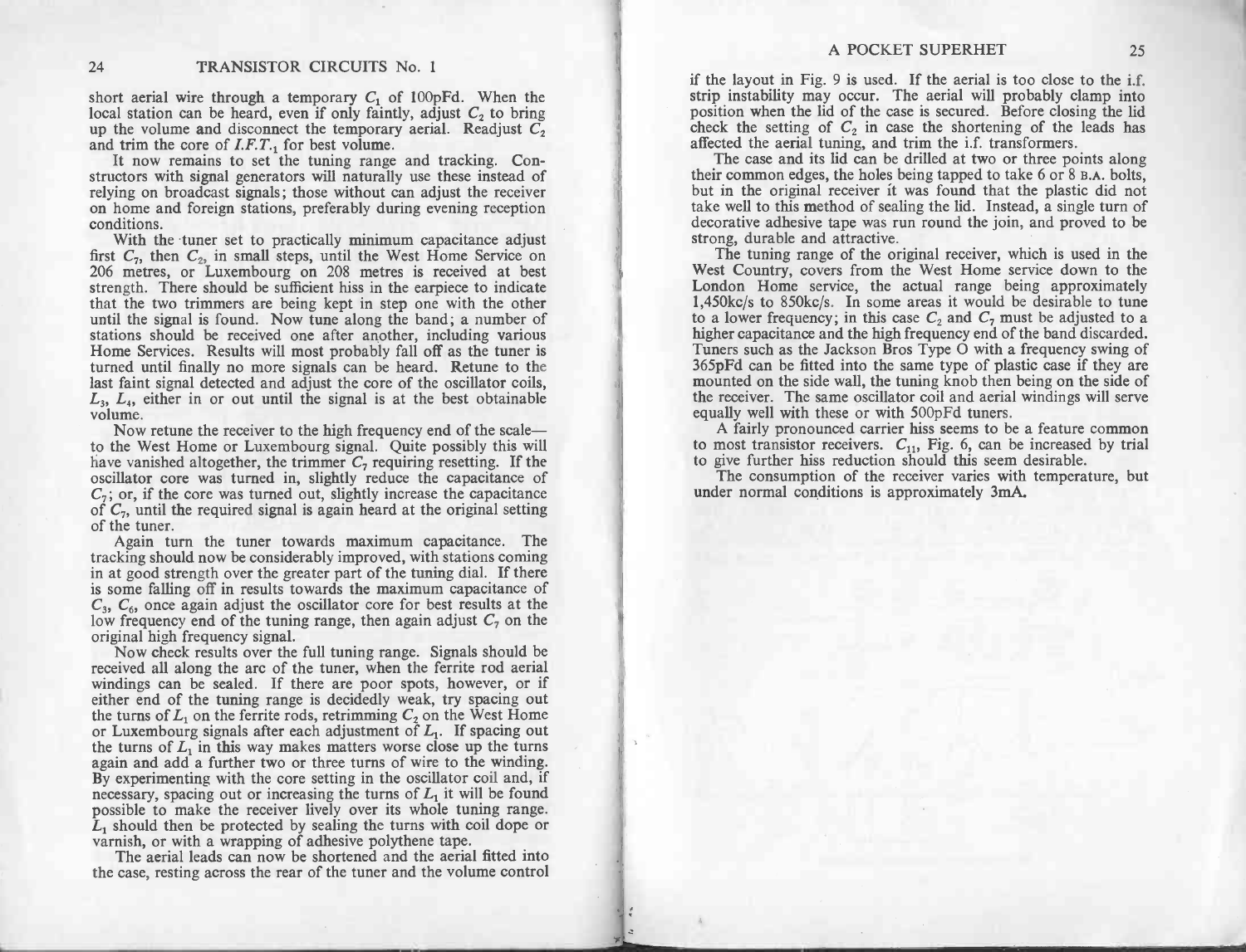short aerial wire through a temporary $C_1$ of 100pFd. When the local station can be heard, even if only faintly, adjust $C_2$ to bring up the volume and disconnect the temporary aerial. Readjust $C_2$ and trim the core of *I.F.T.*$_1$ for best volume.

It now remains to set the tuning range and tracking. Constructors with signal generators will naturally use these instead of relying on broadcast signals; those without can adjust the receiver on home and foreign stations, preferably during evening reception conditions.

With the tuner set to practically minimum capacitance adjust first $C_7$, then $C_2$, in small steps, until the West Home Service on 206 metres, or Luxembourg on 208 metres is received at best strength. There should be sufficient hiss in the earpiece to indicate that the two trimmers are being kept in step one with the other until the signal is found. Now tune along the band; a number of stations should be received one after another, including various Home Services. Results will most probably fall off as the tuner is turned until finally no more signals can be heard. Retune to the last faint signal detected and adjust the core of the oscillator coils, $L_3$, $L_4$, either in or out until the signal is at the best obtainable volume.

Now retune the receiver to the high frequency end of the scale—to the West Home or Luxembourg signal. Quite possibly this will have vanished altogether, the trimmer $C_7$ requiring resetting. If the oscillator core was turned in, slightly reduce the capacitance of $C_7$; or, if the core was turned out, slightly increase the capacitance of $C_7$, until the required signal is again heard at the original setting of the tuner.

Again turn the tuner towards maximum capacitance. The tracking should now be considerably improved, with stations coming in at good strength over the greater part of the tuning dial. If there is some falling off in results towards the maximum capacitance of $C_3$, $C_6$, once again adjust the oscillator core for best results at the low frequency end of the tuning range, then again adjust $C_7$ on the original high frequency signal.

Now check results over the full tuning range. Signals should be received all along the arc of the tuner, when the ferrite rod aerial windings can be sealed. If there are poor spots, however, or if either end of the tuning range is decidedly weak, try spacing out the turns of $L_1$ on the ferrite rods, retrimming $C_2$ on the West Home or Luxembourg signals after each adjustment of $L_1$. If spacing out the turns of $L_1$ in this way makes matters worse close up the turns again and add a further two or three turns of wire to the winding. By experimenting with the core setting in the oscillator coil and, if necessary, spacing out or increasing the turns of $L_1$ it will be found possible to make the receiver lively over its whole tuning range. $L_1$ should then be protected by sealing the turns with coil dope or varnish, or with a wrapping of adhesive polythene tape.

The aerial leads can now be shortened and the aerial fitted into the case, resting across the rear of the tuner and the volume control if the layout in Fig. 9 is used. If the aerial is too close to the i.f. strip instability may occur. The aerial will probably clamp into position when the lid of the case is secured. Before closing the lid check the setting of $C_2$ in case the shortening of the leads has affected the aerial tuning, and trim the i.f. transformers.

The case and its lid can be drilled at two or three points along their common edges, the holes being tapped to take 6 or 8 B.A. bolts, but in the original receiver it was found that the plastic did not take well to this method of sealing the lid. Instead, a single turn of decorative adhesive tape was run round the join, and proved to be strong, durable and attractive.

The tuning range of the original receiver, which is used in the West Country, covers from the West Home service down to the London Home service, the actual range being approximately 1,450kc/s to 850kc/s. In some areas it would be desirable to tune to a lower frequency; in this case $C_2$ and $C_7$ must be adjusted to a higher capacitance and the high frequency end of the band discarded. Tuners such as the Jackson Bros Type O with a frequency swing of 365pFd can be fitted into the same type of plastic case if they are mounted on the side wall, the tuning knob then being on the side of the receiver. The same oscillator coil and aerial windings will serve equally well with these or with 500pFd tuners.

A fairly pronounced carrier hiss seems to be a feature common to most transistor receivers. $C_{11}$, Fig. 6, can be increased by trial to give further hiss reduction should this seem desirable.

The consumption of the receiver varies with temperature, but under normal conditions is approximately 3mA.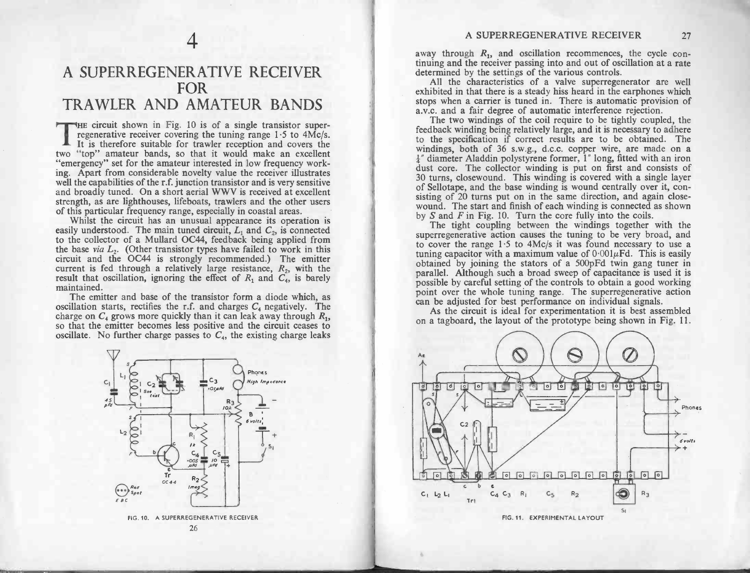# 4

# A SUPERREGENERATIVE RECEIVER FOR TRAWLER AND AMATEUR BANDS

THE circuit shown in Fig. 10 is of a single transistor superregenerative receiver covering the tuning range 1·5 to 4Mc/s. It is therefore suitable for trawler reception and covers the two "top" amateur bands, so that it would make an excellent "emergency" set for the amateur interested in low frequency working. Apart from considerable novelty value the receiver illustrates well the capabilities of the r.f. junction transistor and is very sensitive and broadly tuned. On a short aerial WWV is received at excellent strength, as are lighthouses, lifeboats, trawlers and the other users of this particular frequency range, especially in coastal areas.

Whilst the circuit has an unusual appearance its operation is easily understood. The main tuned circuit, $L_1$ and $C_2$, is connected to the collector of a Mullard OC44, feedback being applied from the base *via* $L_2$. (Other transistor types have failed to work in this circuit and the OC44 is strongly recommended.) The emitter current is fed through a relatively large resistance, $R_2$, with the result that oscillation, ignoring the effect of $R_1$ and $C_4$, is barely maintained.

The emitter and base of the transistor form a diode which, as oscillation starts, rectifies the r.f. and charges $C_4$ negatively. The charge on $C_4$ grows more quickly than it can leak away through $R_1$, so that the emitter becomes less positive and the circuit ceases to oscillate. No further charge passes to $C_4$, the existing charge leaks away through $R_1$, and oscillation recommences, the cycle continuing and the receiver passing into and out of oscillation at a rate determined by the settings of the various controls.

FIG. 10. A SUPERREGENERATIVE RECEIVER

All the characteristics of a valve superregenerator are well exhibited in that there is a steady hiss heard in the earphones which stops when a carrier is tuned in. There is automatic provision of a.v.c. and a fair degree of automatic interference rejection.

The two windings of the coil require to be tightly coupled, the feedback winding being relatively large, and it is necessary to adhere to the specification if correct results are to be obtained. The windings, both of 36 s.w.g., d.c.c. copper wire, are made on a ¼" diameter Aladdin polystyrene former, 1" long, fitted with an iron dust core. The collector winding is put on first and consists of 30 turns, closewound. This winding is covered with a single layer of Sellotape, and the base winding is wound centrally over it, consisting of 20 turns put on in the same direction, and again closewound. The start and finish of each winding is connected as shown by *S* and *F* in Fig. 10. Turn the core fully into the coils.

The tight coupling between the windings together with the superregenerative action causes the tuning to be very broad, and to cover the range 1·5 to 4Mc/s it was found necessary to use a tuning capacitor with a maximum value of 0·001$\mu$Fd. This is easily obtained by joining the stators of a 500pFd twin gang tuner in parallel. Although such a broad sweep of capacitance is used it is possible by careful setting of the controls to obtain a good working point over the whole tuning range. The superregenerative action can be adjusted for best performance on individual signals.

As the circuit is ideal for experimentation it is best assembled on a tagboard, the layout of the prototype being shown in Fig. 11.

FIG. 11. EXPERIMENTAL LAYOUT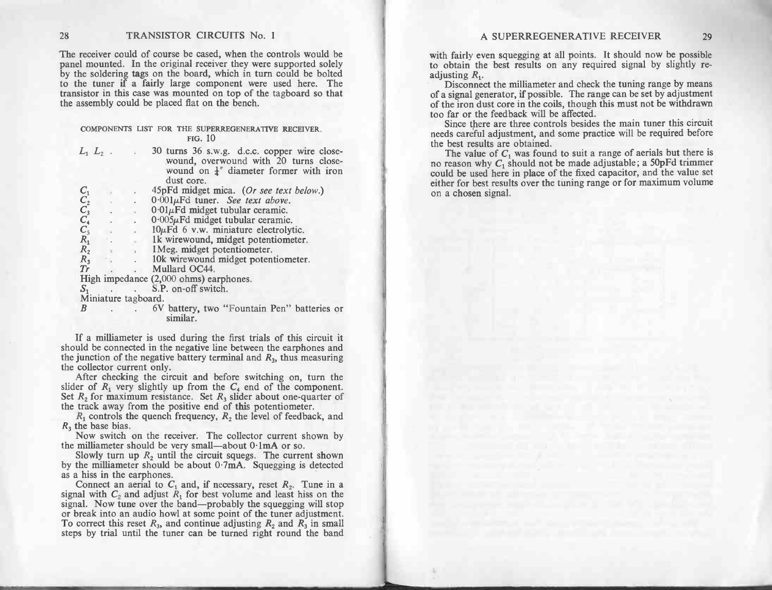The receiver could of course be cased, when the controls would be panel mounted. In the original receiver they were supported solely by the soldering tags on the board, which in turn could be bolted to the tuner if a fairly large component were used here. The transistor in this case was mounted on top of the tagboard so that the assembly could be placed flat on the bench.

COMPONENTS LIST FOR THE SUPERREGENERATIVE RECEIVER. FIG. 10

| | |
|---|---|
| $L_1$ $L_2$ | 30 turns 36 s.w.g. d.c.c. copper wire close-wound, overwound with 20 turns close-wound on ¼″ diameter former with iron dust core. |
| $C_1$ | 45pFd midget mica. (*Or see text below.*) |
| $C_2$ | 0·001μFd tuner. *See text above.* |
| $C_3$ | 0·01μFd midget tubular ceramic. |
| $C_4$ | 0·005μFd midget tubular ceramic. |
| $C_5$ | 10μFd 6 v.w. miniature electrolytic. |
| $R_1$ | 1k wirewound, midget potentiometer. |
| $R_2$ | 1Meg. midget potentiometer. |
| $R_3$ | 10k wirewound midget potentiometer. |
| $Tr$ | Mullard OC44. |
| High impedance (2,000 ohms) earphones. | |
| $S_1$ | S.P. on-off switch. |
| Miniature tagboard. | |
| $B$ | 6V battery, two "Fountain Pen" batteries or similar. |

If a milliameter is used during the first trials of this circuit it should be connected in the negative line between the earphones and the junction of the negative battery terminal and $R_3$, thus measuring the collector current only.

After checking the circuit and before switching on, turn the slider of $R_1$ very slightly up from the $C_4$ end of the component. Set $R_2$ for maximum resistance. Set $R_3$ slider about one-quarter of the track away from the positive end of this potentiometer.

$R_1$ controls the quench frequency, $R_2$ the level of feedback, and $R_3$ the base bias.

Now switch on the receiver. The collector current shown by the milliameter should be very small—about 0·1mA or so.

Slowly turn up $R_2$ until the circuit squegs. The current shown by the milliameter should be about 0·7mA. Squegging is detected as a hiss in the earphones.

Connect an aerial to $C_1$ and, if necessary, reset $R_2$. Tune in a signal with $C_2$ and adjust $R_1$ for best volume and least hiss on the signal. Now tune over the band—probably the squegging will stop or break into an audio howl at some point of the tuner adjustment. To correct this reset $R_3$, and continue adjusting $R_2$ and $R_3$ in small steps by trial until the tuner can be turned right round the band with fairly even squegging at all points. It should now be possible to obtain the best results on any required signal by slightly re-adjusting $R_1$.

Disconnect the milliameter and check the tuning range by means of a signal generator, if possible. The range can be set by adjustment of the iron dust core in the coils, though this must not be withdrawn too far or the feedback will be affected.

Since there are three controls besides the main tuner this circuit needs careful adjustment, and some practice will be required before the best results are obtained.

The value of $C_1$ was found to suit a range of aerials but there is no reason why $C_1$ should not be made adjustable; a 50pFd trimmer could be used here in place of the fixed capacitor, and the value set either for best results over the tuning range or for maximum volume on a chosen signal.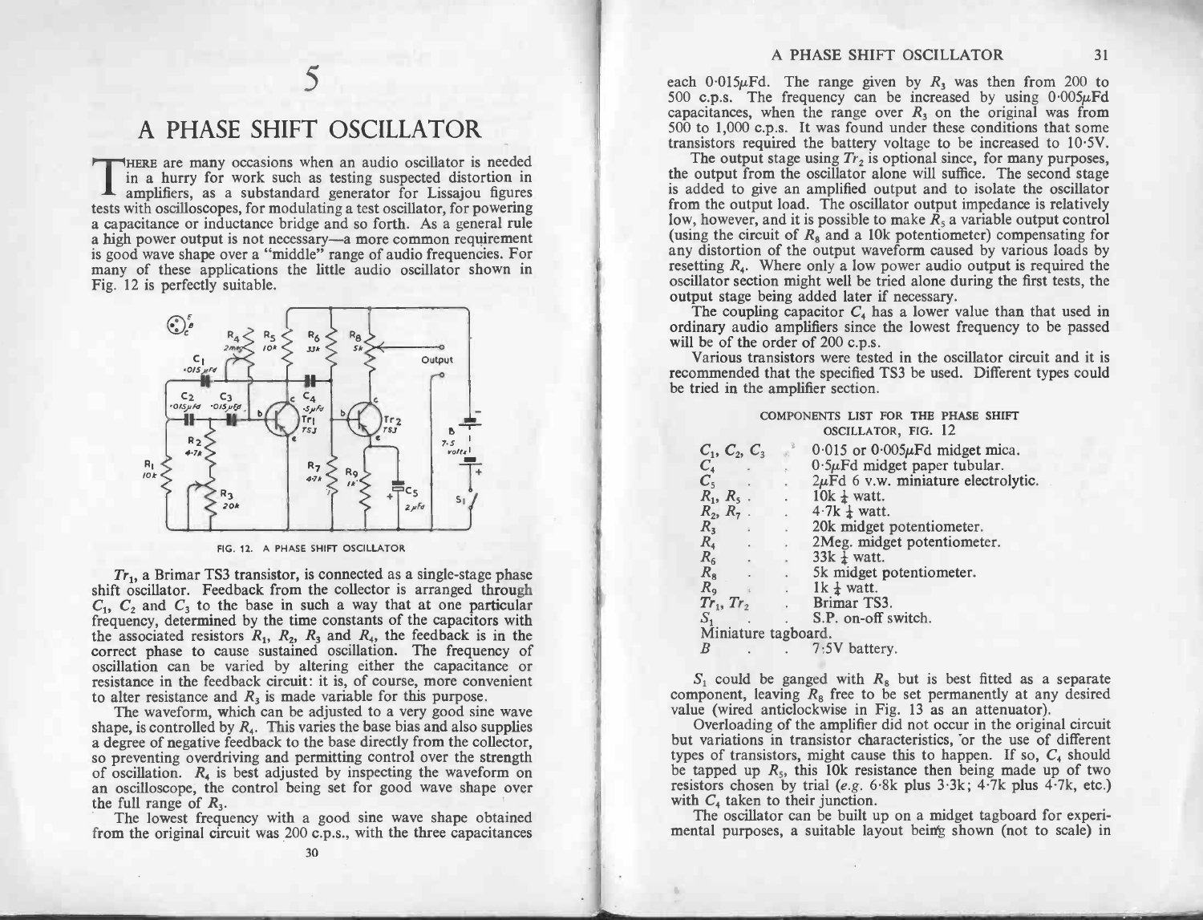# 5

## A PHASE SHIFT OSCILLATOR

There are many occasions when an audio oscillator is needed in a hurry for work such as testing suspected distortion in amplifiers, as a substandard generator for Lissajou figures tests with oscilloscopes, for modulating a test oscillator, for powering a capacitance or inductance bridge and so forth. As a general rule a high power output is not necessary—a more common requirement is good wave shape over a "middle" range of audio frequencies. For many of these applications the little audio oscillator shown in Fig. 12 is perfectly suitable.

FIG. 12. A PHASE SHIFT OSCILLATOR

$Tr_1$, a Brimar TS3 transistor, is connected as a single-stage phase shift oscillator. Feedback from the collector is arranged through $C_1$, $C_2$ and $C_3$ to the base in such a way that at one particular frequency, determined by the time constants of the capacitors with the associated resistors $R_1$, $R_2$, $R_3$ and $R_4$, the feedback is in the correct phase to cause sustained oscillation. The frequency of oscillation can be varied by altering either the capacitance or resistance in the feedback circuit: it is, of course, more convenient to alter resistance and $R_3$ is made variable for this purpose.

The waveform, which can be adjusted to a very good sine wave shape, is controlled by $R_4$. This varies the base bias and also supplies a degree of negative feedback to the base directly from the collector, so preventing overdriving and permitting control over the strength of oscillation. $R_4$ is best adjusted by inspecting the waveform on an oscilloscope, the control being set for good wave shape over the full range of $R_3$.

The lowest frequency with a good sine wave shape obtained from the original circuit was 200 c.p.s., with the three capacitances each 0·015$\mu$Fd. The range given by $R_3$ was then from 200 to 500 c.p.s. The frequency can be increased by using 0·005$\mu$Fd capacitances, when the range over $R_3$ on the original was from 500 to 1,000 c.p.s. It was found under these conditions that some transistors required the battery voltage to be increased to 10·5V.

The output stage using $Tr_2$ is optional since, for many purposes, the output from the oscillator alone will suffice. The second stage is added to give an amplified output and to isolate the oscillator from the output load. The oscillator output impedance is relatively low, however, and it is possible to make $R_5$ a variable output control (using the circuit of $R_8$ and a 10k potentiometer) compensating for any distortion of the output waveform caused by various loads by resetting $R_4$. Where only a low power audio output is required the oscillator section might well be tried alone during the first tests, the output stage being added later if necessary.

The coupling capacitor $C_4$ has a lower value than that used in ordinary audio amplifiers since the lowest frequency to be passed will be of the order of 200 c.p.s.

Various transistors were tested in the oscillator circuit and it is recommended that the specified TS3 be used. Different types could be tried in the amplifier section.

COMPONENTS LIST FOR THE PHASE SHIFT OSCILLATOR, FIG. 12

| Component | Value |
|---|---|
| $C_1$, $C_2$, $C_3$ | 0·015 or 0·005$\mu$Fd midget mica. |
| $C_4$ | 0·5$\mu$Fd midget paper tubular. |
| $C_5$ | 2$\mu$Fd 6 v.w. miniature electrolytic. |
| $R_1$, $R_5$ | 10k $\frac{1}{4}$ watt. |
| $R_2$, $R_7$ | 4·7k $\frac{1}{4}$ watt. |
| $R_3$ | 20k midget potentiometer. |
| $R_4$ | 2Meg. midget potentiometer. |
| $R_6$ | 33k $\frac{1}{4}$ watt. |
| $R_8$ | 5k midget potentiometer. |
| $R_9$ | 1k $\frac{1}{4}$ watt. |
| $Tr_1$, $Tr_2$ | Brimar TS3. |
| $S_1$ | S.P. on-off switch. |
| Miniature tagboard. | |
| $B$ | 7·5V battery. |

$S_1$ could be ganged with $R_8$ but is best fitted as a separate component, leaving $R_8$ free to be set permanently at any desired value (wired anticlockwise in Fig. 13 as an attenuator).

Overloading of the amplifier did not occur in the original circuit but variations in transistor characteristics, or the use of different types of transistors, might cause this to happen. If so, $C_4$ should be tapped up $R_5$, this 10k resistance then being made up of two resistors chosen by trial (*e.g.* 6·8k plus 3·3k; 4·7k plus 4·7k, etc.) with $C_4$ taken to their junction.

The oscillator can be built up on a midget tagboard for experimental purposes, a suitable layout being shown (not to scale) in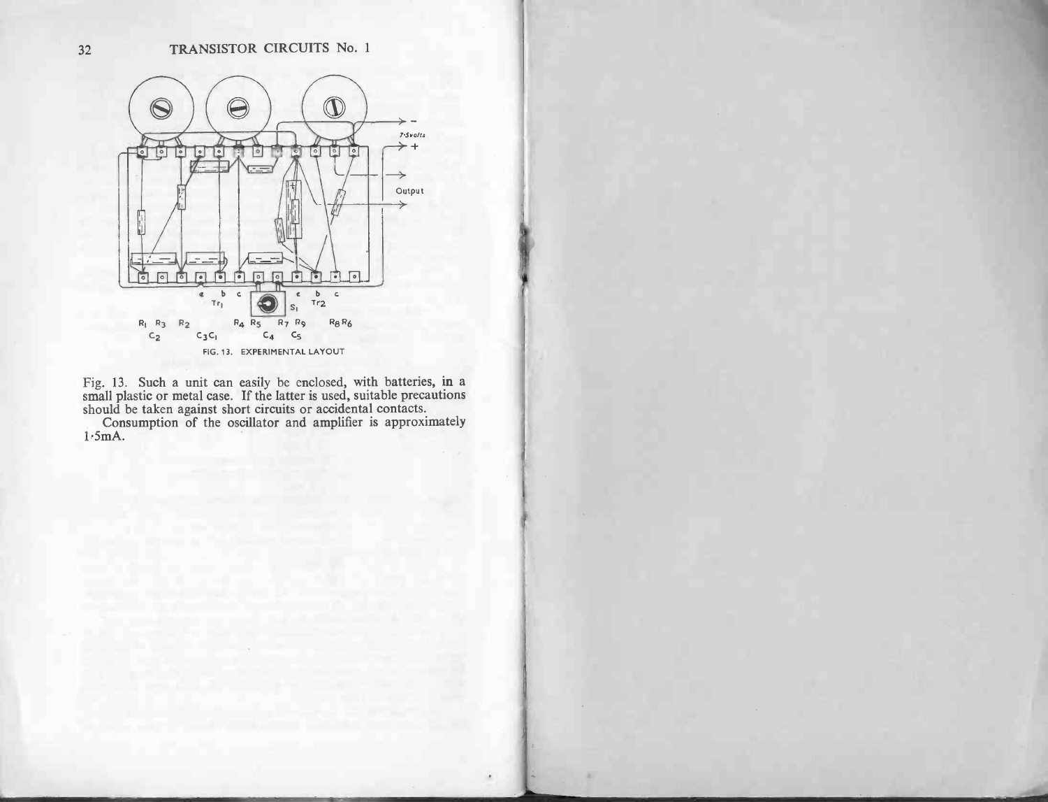7·5volts

Output

e b c

$Tr_1$

$S_1$

e b c

$Tr_2$

$R_1$ $R_3$ $R_2$ $R_4$ $R_5$ $R_7$ $R_9$ $R_8$ $R_6$

$C_2$ $C_3$ $C_1$ $C_4$ $C_5$

FIG. 13. EXPERIMENTAL LAYOUT

Fig. 13. Such a unit can easily be enclosed, with batteries, in a small plastic or metal case. If the latter is used, suitable precautions should be taken against short circuits or accidental contacts.

Consumption of the oscillator and amplifier is approximately 1·5mA.